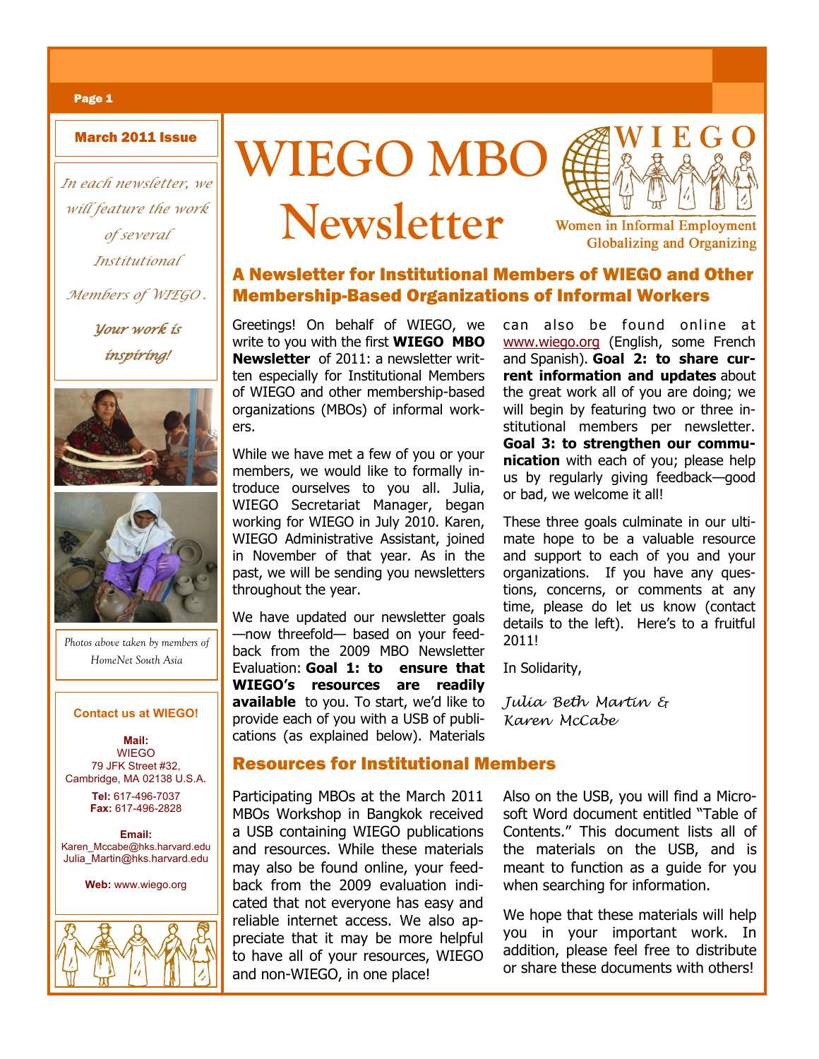# WIEGO MBO Newsletter

**March 2011 Issue**

*In each newsletter, we will feature the work of several Institutional Members of WIEGO.*

***Your work is inspiring!***

*Photos above taken by members of HomeNet South Asia*

**Contact us at WIEGO!**

**Mail:**
WIEGO
79 JFK Street #32,
Cambridge, MA 02138 U.S.A.

**Tel:** 617-496-7037
**Fax:** 617-496-2828

**Email:**
Karen_Mccabe@hks.harvard.edu
Julia_Martin@hks.harvard.edu

**Web:** www.wiego.org

WIEGO — Women in Informal Employment Globalizing and Organizing

## A Newsletter for Institutional Members of WIEGO and Other Membership-Based Organizations of Informal Workers

Greetings! On behalf of WIEGO, we write to you with the first **WIEGO MBO Newsletter** of 2011: a newsletter written especially for Institutional Members of WIEGO and other membership-based organizations (MBOs) of informal workers.

While we have met a few of you or your members, we would like to formally introduce ourselves to you all. Julia, WIEGO Secretariat Manager, began working for WIEGO in July 2010. Karen, WIEGO Administrative Assistant, joined in November of that year. As in the past, we will be sending you newsletters throughout the year.

We have updated our newsletter goals—now threefold— based on your feedback from the 2009 MBO Newsletter Evaluation: **Goal 1: to ensure that WIEGO's resources are readily available** to you. To start, we'd like to provide each of you with a USB of publications (as explained below). Materials can also be found online at www.wiego.org (English, some French and Spanish). **Goal 2: to share current information and updates** about the great work all of you are doing; we will begin by featuring two or three institutional members per newsletter. **Goal 3: to strengthen our communication** with each of you; please help us by regularly giving feedback—good or bad, we welcome it all!

These three goals culminate in our ultimate hope to be a valuable resource and support to each of you and your organizations. If you have any questions, concerns, or comments at any time, please do let us know (contact details to the left). Here's to a fruitful 2011!

In Solidarity,

*Julia Beth Martin & Karen McCabe*

## Resources for Institutional Members

Participating MBOs at the March 2011 MBOs Workshop in Bangkok received a USB containing WIEGO publications and resources. While these materials may also be found online, your feedback from the 2009 evaluation indicated that not everyone has easy and reliable internet access. We also appreciate that it may be more helpful to have all of your resources, WIEGO and non-WIEGO, in one place!

Also on the USB, you will find a Microsoft Word document entitled "Table of Contents." This document lists all of the materials on the USB, and is meant to function as a guide for you when searching for information.

We hope that these materials will help you in your important work. In addition, please feel free to distribute or share these documents with others!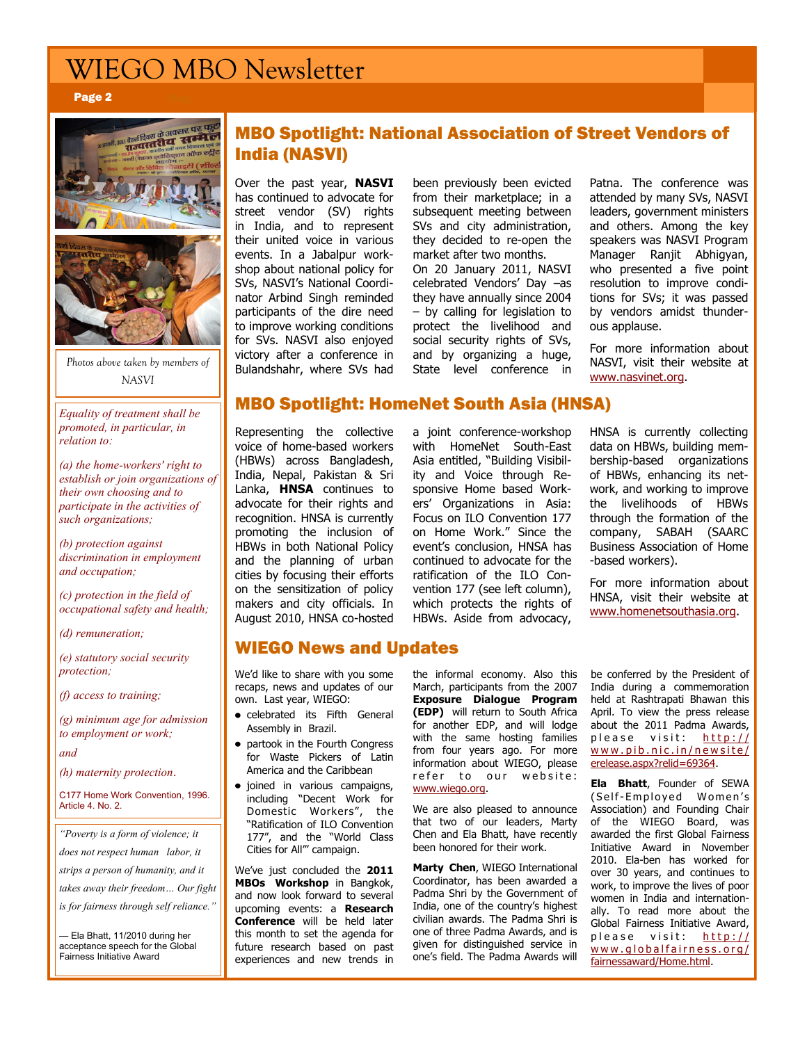# WIEGO MBO Newsletter

Photos above taken by members of NASVI

*Equality of treatment shall be promoted, in particular, in relation to:*

*(a) the home-workers' right to establish or join organizations of their own choosing and to participate in the activities of such organizations;*

*(b) protection against discrimination in employment and occupation;*

*(c) protection in the field of occupational safety and health;*

*(d) remuneration;*

*(e) statutory social security protection;*

*(f) access to training;*

*(g) minimum age for admission to employment or work;*

*and*

*(h) maternity protection.*

C177 Home Work Convention, 1996. Article 4. No. 2.

*"Poverty is a form of violence; it does not respect human labor, it strips a person of humanity, and it takes away their freedom… Our fight is for fairness through self reliance."*

— Ela Bhatt, 11/2010 during her acceptance speech for the Global Fairness Initiative Award

## MBO Spotlight: National Association of Street Vendors of India (NASVI)

Over the past year, **NASVI** has continued to advocate for street vendor (SV) rights in India, and to represent their united voice in various events. In a Jabalpur workshop about national policy for SVs, NASVI's National Coordinator Arbind Singh reminded participants of the dire need to improve working conditions for SVs. NASVI also enjoyed victory after a conference in Bulandshahr, where SVs had been previously been evicted from their marketplace; in a subsequent meeting between SVs and city administration, they decided to re-open the market after two months.

On 20 January 2011, NASVI celebrated Vendors' Day –as they have annually since 2004 – by calling for legislation to protect the livelihood and social security rights of SVs, and by organizing a huge, State level conference in Patna. The conference was attended by many SVs, NASVI leaders, government ministers and others. Among the key speakers was NASVI Program Manager Ranjit Abhigyan, who presented a five point resolution to improve conditions for SVs; it was passed by vendors amidst thunderous applause.

For more information about NASVI, visit their website at www.nasvinet.org.

## MBO Spotlight: HomeNet South Asia (HNSA)

Representing the collective voice of home-based workers (HBWs) across Bangladesh, India, Nepal, Pakistan & Sri Lanka, **HNSA** continues to advocate for their rights and recognition. HNSA is currently promoting the inclusion of HBWs in both National Policy and the planning of urban cities by focusing their efforts on the sensitization of policy makers and city officials. In August 2010, HNSA co-hosted a joint conference-workshop with HomeNet South-East Asia entitled, "Building Visibility and Voice through Responsive Home based Workers' Organizations in Asia: Focus on ILO Convention 177 on Home Work." Since the event's conclusion, HNSA has continued to advocate for the ratification of the ILO Convention 177 (see left column), which protects the rights of HBWs. Aside from advocacy, HNSA is currently collecting data on HBWs, building membership-based organizations of HBWs, enhancing its network, and working to improve the livelihoods of HBWs through the formation of the company, SABAH (SAARC Business Association of Home-based workers).

For more information about HNSA, visit their website at www.homenetsouthasia.org.

## WIEGO News and Updates

We'd like to share with you some recaps, news and updates of our own. Last year, WIEGO:

- celebrated its Fifth General Assembly in Brazil.
- partook in the Fourth Congress for Waste Pickers of Latin America and the Caribbean
- joined in various campaigns, including "Decent Work for Domestic Workers", the "Ratification of ILO Convention 177", and the "World Class Cities for All" campaign.

We've just concluded the **2011 MBOs Workshop** in Bangkok, and now look forward to several upcoming events: a **Research Conference** will be held later this month to set the agenda for future research based on past experiences and new trends in the informal economy. Also this March, participants from the 2007 **Exposure Dialogue Program (EDP)** will return to South Africa for another EDP, and will lodge with the same hosting families from four years ago. For more information about WIEGO, please refer to our website: www.wiego.org.

We are also pleased to announce that two of our leaders, Marty Chen and Ela Bhatt, have recently been honored for their work.

**Marty Chen**, WIEGO International Coordinator, has been awarded a Padma Shri by the Government of India, one of the country's highest civilian awards. The Padma Shri is one of three Padma Awards, and is given for distinguished service in one's field. The Padma Awards will be conferred by the President of India during a commemoration held at Rashtrapati Bhawan this April. To view the press release about the 2011 Padma Awards, please visit: http://www.pib.nic.in/newsite/erelease.aspx?relid=69364.

**Ela Bhatt**, Founder of SEWA (Self-Employed Women's Association) and Founding Chair of the WIEGO Board, was awarded the first Global Fairness Initiative Award in November 2010. Ela-ben has worked for over 30 years, and continues to work, to improve the lives of poor women in India and internationally. To read more about the Global Fairness Initiative Award, please visit: http://www.globalfairness.org/fairnessaward/Home.html.